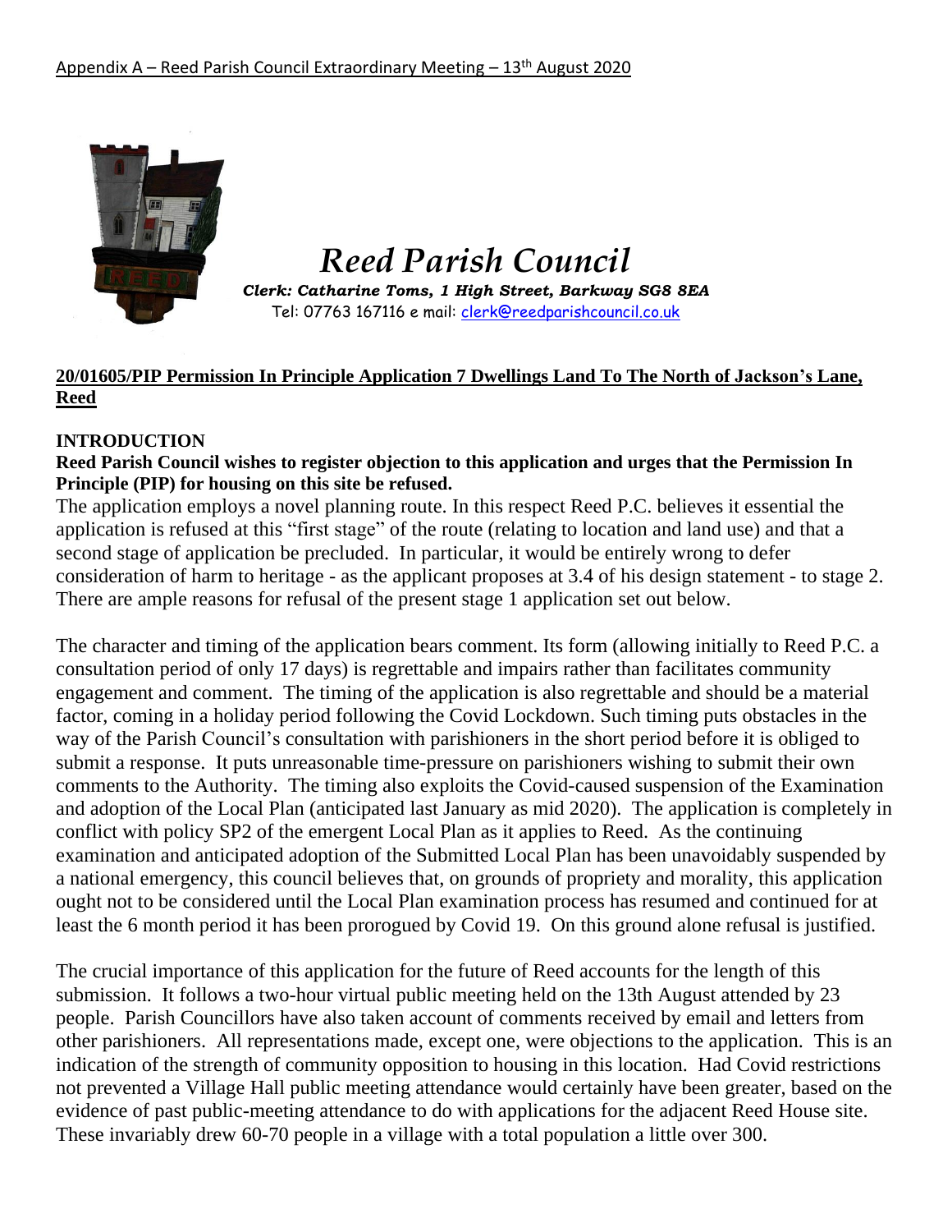Appendix A – Reed Parish Council Extraordinary Meeting – 13th August 2020

# *Reed Parish Council*

***Clerk: Catharine Toms, 1 High Street, Barkway SG8 8EA***

Tel: 07763 167116 e mail: clerk@reedparishcouncil.co.uk

**20/01605/PIP Permission In Principle Application 7 Dwellings Land To The North of Jackson's Lane, Reed**

**INTRODUCTION**

**Reed Parish Council wishes to register objection to this application and urges that the Permission In Principle (PIP) for housing on this site be refused.**

The application employs a novel planning route. In this respect Reed P.C. believes it essential the application is refused at this "first stage" of the route (relating to location and land use) and that a second stage of application be precluded. In particular, it would be entirely wrong to defer consideration of harm to heritage - as the applicant proposes at 3.4 of his design statement - to stage 2. There are ample reasons for refusal of the present stage 1 application set out below.

The character and timing of the application bears comment. Its form (allowing initially to Reed P.C. a consultation period of only 17 days) is regrettable and impairs rather than facilitates community engagement and comment. The timing of the application is also regrettable and should be a material factor, coming in a holiday period following the Covid Lockdown. Such timing puts obstacles in the way of the Parish Council's consultation with parishioners in the short period before it is obliged to submit a response. It puts unreasonable time-pressure on parishioners wishing to submit their own comments to the Authority. The timing also exploits the Covid-caused suspension of the Examination and adoption of the Local Plan (anticipated last January as mid 2020). The application is completely in conflict with policy SP2 of the emergent Local Plan as it applies to Reed. As the continuing examination and anticipated adoption of the Submitted Local Plan has been unavoidably suspended by a national emergency, this council believes that, on grounds of propriety and morality, this application ought not to be considered until the Local Plan examination process has resumed and continued for at least the 6 month period it has been prorogued by Covid 19. On this ground alone refusal is justified.

The crucial importance of this application for the future of Reed accounts for the length of this submission. It follows a two-hour virtual public meeting held on the 13th August attended by 23 people. Parish Councillors have also taken account of comments received by email and letters from other parishioners. All representations made, except one, were objections to the application. This is an indication of the strength of community opposition to housing in this location. Had Covid restrictions not prevented a Village Hall public meeting attendance would certainly have been greater, based on the evidence of past public-meeting attendance to do with applications for the adjacent Reed House site. These invariably drew 60-70 people in a village with a total population a little over 300.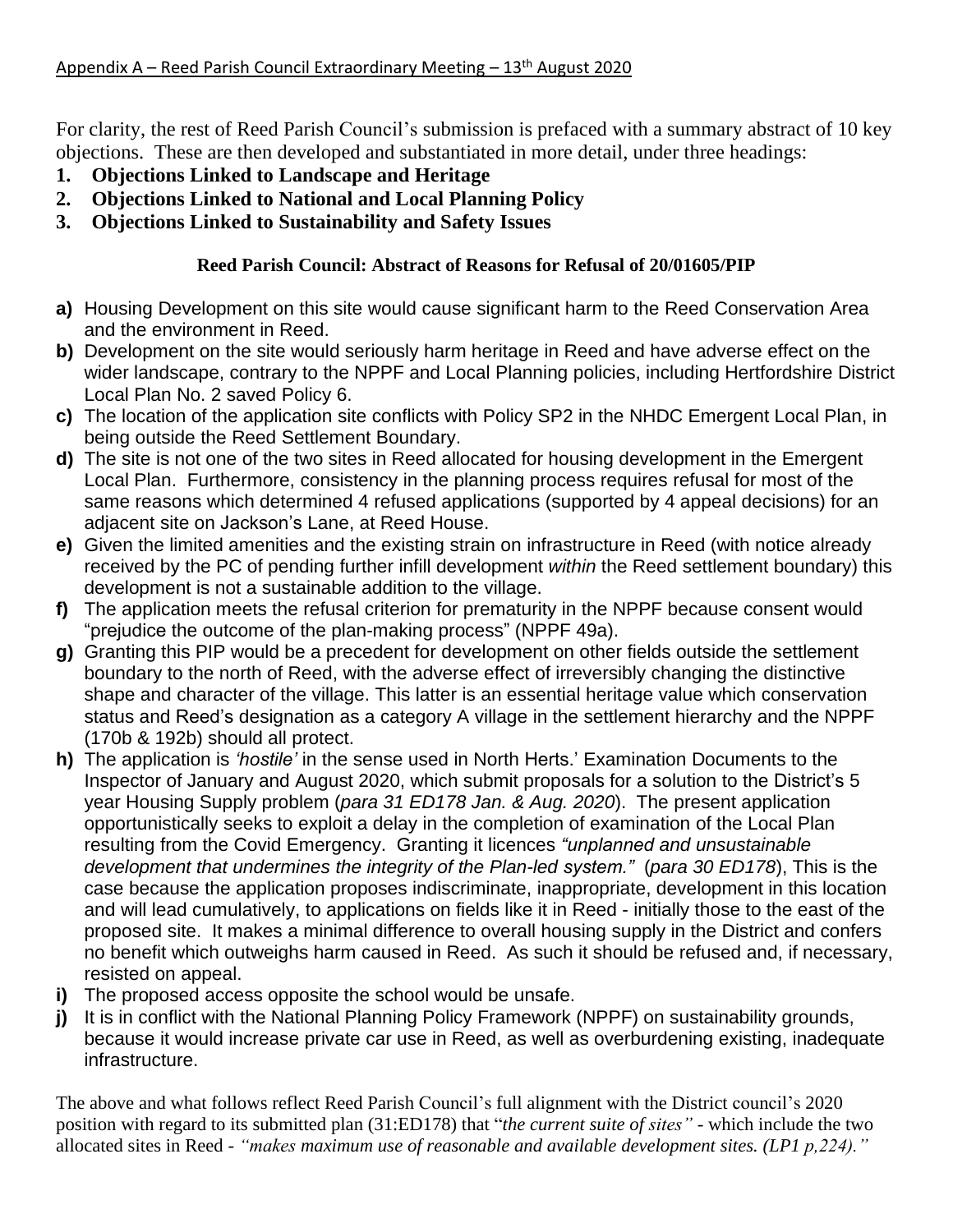Appendix A – Reed Parish Council Extraordinary Meeting – 13th August 2020

For clarity, the rest of Reed Parish Council's submission is prefaced with a summary abstract of 10 key objections. These are then developed and substantiated in more detail, under three headings:

1. **Objections Linked to Landscape and Heritage**
2. **Objections Linked to National and Local Planning Policy**
3. **Objections Linked to Sustainability and Safety Issues**

**Reed Parish Council: Abstract of Reasons for Refusal of 20/01605/PIP**

**a)** Housing Development on this site would cause significant harm to the Reed Conservation Area and the environment in Reed.

**b)** Development on the site would seriously harm heritage in Reed and have adverse effect on the wider landscape, contrary to the NPPF and Local Planning policies, including Hertfordshire District Local Plan No. 2 saved Policy 6.

**c)** The location of the application site conflicts with Policy SP2 in the NHDC Emergent Local Plan, in being outside the Reed Settlement Boundary.

**d)** The site is not one of the two sites in Reed allocated for housing development in the Emergent Local Plan. Furthermore, consistency in the planning process requires refusal for most of the same reasons which determined 4 refused applications (supported by 4 appeal decisions) for an adjacent site on Jackson's Lane, at Reed House.

**e)** Given the limited amenities and the existing strain on infrastructure in Reed (with notice already received by the PC of pending further infill development *within* the Reed settlement boundary) this development is not a sustainable addition to the village.

**f)** The application meets the refusal criterion for prematurity in the NPPF because consent would "prejudice the outcome of the plan-making process" (NPPF 49a).

**g)** Granting this PIP would be a precedent for development on other fields outside the settlement boundary to the north of Reed, with the adverse effect of irreversibly changing the distinctive shape and character of the village. This latter is an essential heritage value which conservation status and Reed's designation as a category A village in the settlement hierarchy and the NPPF (170b & 192b) should all protect.

**h)** The application is *'hostile'* in the sense used in North Herts.' Examination Documents to the Inspector of January and August 2020, which submit proposals for a solution to the District's 5 year Housing Supply problem (*para 31 ED178 Jan. & Aug. 2020*). The present application opportunistically seeks to exploit a delay in the completion of examination of the Local Plan resulting from the Covid Emergency. Granting it licences *"unplanned and unsustainable development that undermines the integrity of the Plan-led system."* (*para 30 ED178*), This is the case because the application proposes indiscriminate, inappropriate, development in this location and will lead cumulatively, to applications on fields like it in Reed - initially those to the east of the proposed site. It makes a minimal difference to overall housing supply in the District and confers no benefit which outweighs harm caused in Reed. As such it should be refused and, if necessary, resisted on appeal.

**i)** The proposed access opposite the school would be unsafe.

**j)** It is in conflict with the National Planning Policy Framework (NPPF) on sustainability grounds, because it would increase private car use in Reed, as well as overburdening existing, inadequate infrastructure.

The above and what follows reflect Reed Parish Council's full alignment with the District council's 2020 position with regard to its submitted plan (31:ED178) that "*the current suite of sites"* - which include the two allocated sites in Reed - *"makes maximum use of reasonable and available development sites. (LP1 p,224)."*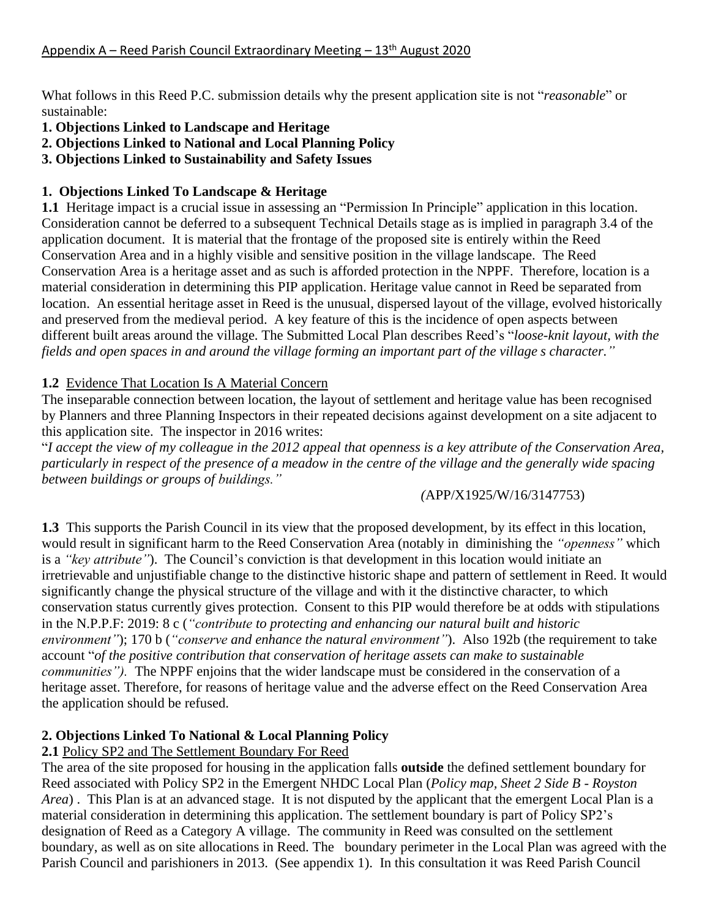Appendix A – Reed Parish Council Extraordinary Meeting – 13th August 2020

What follows in this Reed P.C. submission details why the present application site is not "*reasonable*" or sustainable:

**1. Objections Linked to Landscape and Heritage**
**2. Objections Linked to National and Local Planning Policy**
**3. Objections Linked to Sustainability and Safety Issues**

## 1. Objections Linked To Landscape & Heritage

**1.1** Heritage impact is a crucial issue in assessing an "Permission In Principle" application in this location. Consideration cannot be deferred to a subsequent Technical Details stage as is implied in paragraph 3.4 of the application document. It is material that the frontage of the proposed site is entirely within the Reed Conservation Area and in a highly visible and sensitive position in the village landscape. The Reed Conservation Area is a heritage asset and as such is afforded protection in the NPPF. Therefore, location is a material consideration in determining this PIP application. Heritage value cannot in Reed be separated from location. An essential heritage asset in Reed is the unusual, dispersed layout of the village, evolved historically and preserved from the medieval period. A key feature of this is the incidence of open aspects between different built areas around the village. The Submitted Local Plan describes Reed's "*loose-knit layout, with the fields and open spaces in and around the village forming an important part of the village s character."*

**1.2** Evidence That Location Is A Material Concern

The inseparable connection between location, the layout of settlement and heritage value has been recognised by Planners and three Planning Inspectors in their repeated decisions against development on a site adjacent to this application site. The inspector in 2016 writes:

"*I accept the view of my colleague in the 2012 appeal that openness is a key attribute of the Conservation Area, particularly in respect of the presence of a meadow in the centre of the village and the generally wide spacing between buildings or groups of buildings."*

(APP/X1925/W/16/3147753)

**1.3** This supports the Parish Council in its view that the proposed development, by its effect in this location, would result in significant harm to the Reed Conservation Area (notably in diminishing the *"openness"* which is a *"key attribute"*). The Council's conviction is that development in this location would initiate an irretrievable and unjustifiable change to the distinctive historic shape and pattern of settlement in Reed. It would significantly change the physical structure of the village and with it the distinctive character, to which conservation status currently gives protection. Consent to this PIP would therefore be at odds with stipulations in the N.P.P.F: 2019: 8 c (*"contribute to protecting and enhancing our natural built and historic environment"*); 170 b (*"conserve and enhance the natural environment"*). Also 192b (the requirement to take account "*of the positive contribution that conservation of heritage assets can make to sustainable communities").* The NPPF enjoins that the wider landscape must be considered in the conservation of a heritage asset. Therefore, for reasons of heritage value and the adverse effect on the Reed Conservation Area the application should be refused.

## 2. Objections Linked To National & Local Planning Policy

**2.1** Policy SP2 and The Settlement Boundary For Reed

The area of the site proposed for housing in the application falls **outside** the defined settlement boundary for Reed associated with Policy SP2 in the Emergent NHDC Local Plan (*Policy map, Sheet 2 Side B - Royston Area*) . This Plan is at an advanced stage. It is not disputed by the applicant that the emergent Local Plan is a material consideration in determining this application. The settlement boundary is part of Policy SP2's designation of Reed as a Category A village. The community in Reed was consulted on the settlement boundary, as well as on site allocations in Reed. The boundary perimeter in the Local Plan was agreed with the Parish Council and parishioners in 2013. (See appendix 1). In this consultation it was Reed Parish Council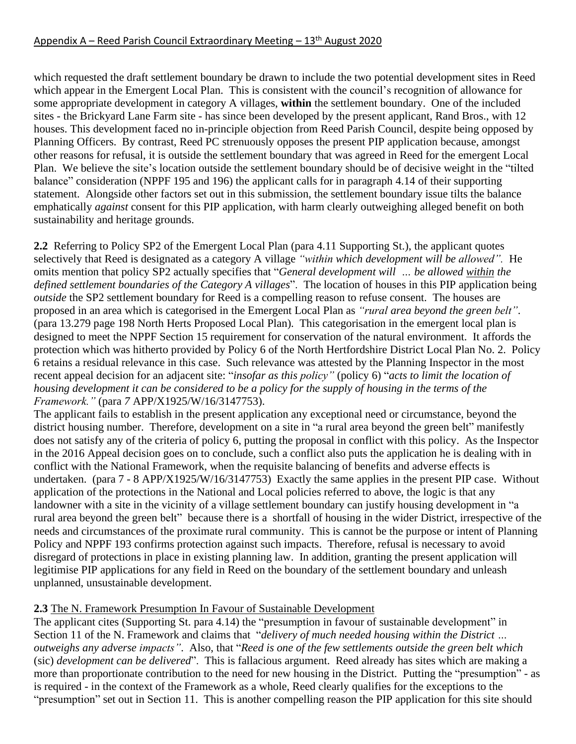which requested the draft settlement boundary be drawn to include the two potential development sites in Reed which appear in the Emergent Local Plan. This is consistent with the council's recognition of allowance for some appropriate development in category A villages, **within** the settlement boundary. One of the included sites - the Brickyard Lane Farm site - has since been developed by the present applicant, Rand Bros., with 12 houses. This development faced no in-principle objection from Reed Parish Council, despite being opposed by Planning Officers. By contrast, Reed PC strenuously opposes the present PIP application because, amongst other reasons for refusal, it is outside the settlement boundary that was agreed in Reed for the emergent Local Plan. We believe the site's location outside the settlement boundary should be of decisive weight in the "tilted balance" consideration (NPPF 195 and 196) the applicant calls for in paragraph 4.14 of their supporting statement. Alongside other factors set out in this submission, the settlement boundary issue tilts the balance emphatically *against* consent for this PIP application, with harm clearly outweighing alleged benefit on both sustainability and heritage grounds.

**2.2** Referring to Policy SP2 of the Emergent Local Plan (para 4.11 Supporting St.), the applicant quotes selectively that Reed is designated as a category A village *"within which development will be allowed".* He omits mention that policy SP2 actually specifies that "*General development will ... be allowed <u>within</u> the defined settlement boundaries of the Category A villages*". The location of houses in this PIP application being *outside* the SP2 settlement boundary for Reed is a compelling reason to refuse consent. The houses are proposed in an area which is categorised in the Emergent Local Plan as *"rural area beyond the green belt"*. (para 13.279 page 198 North Herts Proposed Local Plan). This categorisation in the emergent local plan is designed to meet the NPPF Section 15 requirement for conservation of the natural environment. It affords the protection which was hitherto provided by Policy 6 of the North Hertfordshire District Local Plan No. 2. Policy 6 retains a residual relevance in this case. Such relevance was attested by the Planning Inspector in the most recent appeal decision for an adjacent site: "*insofar as this policy"* (policy 6) "*acts to limit the location of housing development it can be considered to be a policy for the supply of housing in the terms of the Framework."* (para *7* APP/X1925/W/16/3147753).
The applicant fails to establish in the present application any exceptional need or circumstance, beyond the district housing number. Therefore, development on a site in "a rural area beyond the green belt" manifestly does not satisfy any of the criteria of policy 6, putting the proposal in conflict with this policy. As the Inspector in the 2016 Appeal decision goes on to conclude, such a conflict also puts the application he is dealing with in conflict with the National Framework, when the requisite balancing of benefits and adverse effects is undertaken. (para 7 - 8 APP/X1925/W/16/3147753) Exactly the same applies in the present PIP case. Without application of the protections in the National and Local policies referred to above, the logic is that any landowner with a site in the vicinity of a village settlement boundary can justify housing development in "a rural area beyond the green belt" because there is a shortfall of housing in the wider District, irrespective of the needs and circumstances of the proximate rural community. This is cannot be the purpose or intent of Planning Policy and NPPF 193 confirms protection against such impacts. Therefore, refusal is necessary to avoid disregard of protections in place in existing planning law. In addition, granting the present application will legitimise PIP applications for any field in Reed on the boundary of the settlement boundary and unleash unplanned, unsustainable development.

**2.3** <u>The N. Framework Presumption In Favour of Sustainable Development</u>
The applicant cites (Supporting St. para 4.14) the "presumption in favour of sustainable development" in Section 11 of the N. Framework and claims that "*delivery of much needed housing within the District ... outweighs any adverse impacts"*. Also, that "*Reed is one of the few settlements outside the green belt which* (sic) *development can be delivered*". This is fallacious argument. Reed already has sites which are making a more than proportionate contribution to the need for new housing in the District. Putting the "presumption" - as is required - in the context of the Framework as a whole, Reed clearly qualifies for the exceptions to the "presumption" set out in Section 11. This is another compelling reason the PIP application for this site should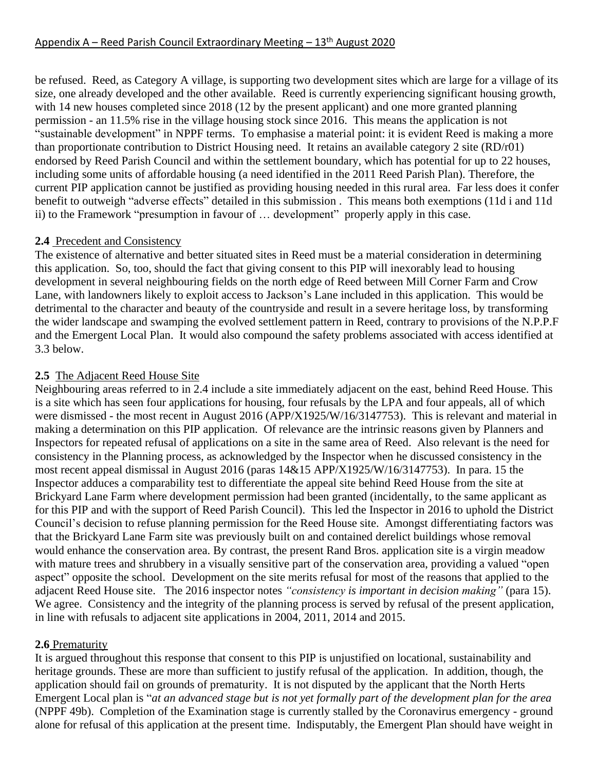be refused. Reed, as Category A village, is supporting two development sites which are large for a village of its size, one already developed and the other available. Reed is currently experiencing significant housing growth, with 14 new houses completed since 2018 (12 by the present applicant) and one more granted planning permission - an 11.5% rise in the village housing stock since 2016. This means the application is not "sustainable development" in NPPF terms. To emphasise a material point: it is evident Reed is making a more than proportionate contribution to District Housing need. It retains an available category 2 site (RD/r01) endorsed by Reed Parish Council and within the settlement boundary, which has potential for up to 22 houses, including some units of affordable housing (a need identified in the 2011 Reed Parish Plan). Therefore, the current PIP application cannot be justified as providing housing needed in this rural area. Far less does it confer benefit to outweigh "adverse effects" detailed in this submission . This means both exemptions (11d i and 11d ii) to the Framework "presumption in favour of … development" properly apply in this case.

**2.4** Precedent and Consistency

The existence of alternative and better situated sites in Reed must be a material consideration in determining this application. So, too, should the fact that giving consent to this PIP will inexorably lead to housing development in several neighbouring fields on the north edge of Reed between Mill Corner Farm and Crow Lane, with landowners likely to exploit access to Jackson's Lane included in this application. This would be detrimental to the character and beauty of the countryside and result in a severe heritage loss, by transforming the wider landscape and swamping the evolved settlement pattern in Reed, contrary to provisions of the N.P.P.F and the Emergent Local Plan. It would also compound the safety problems associated with access identified at 3.3 below.

**2.5** The Adjacent Reed House Site

Neighbouring areas referred to in 2.4 include a site immediately adjacent on the east, behind Reed House. This is a site which has seen four applications for housing, four refusals by the LPA and four appeals, all of which were dismissed - the most recent in August 2016 (APP/X1925/W/16/3147753). This is relevant and material in making a determination on this PIP application. Of relevance are the intrinsic reasons given by Planners and Inspectors for repeated refusal of applications on a site in the same area of Reed. Also relevant is the need for consistency in the Planning process, as acknowledged by the Inspector when he discussed consistency in the most recent appeal dismissal in August 2016 (paras 14&15 APP/X1925/W/16/3147753). In para. 15 the Inspector adduces a comparability test to differentiate the appeal site behind Reed House from the site at Brickyard Lane Farm where development permission had been granted (incidentally, to the same applicant as for this PIP and with the support of Reed Parish Council). This led the Inspector in 2016 to uphold the District Council's decision to refuse planning permission for the Reed House site. Amongst differentiating factors was that the Brickyard Lane Farm site was previously built on and contained derelict buildings whose removal would enhance the conservation area. By contrast, the present Rand Bros. application site is a virgin meadow with mature trees and shrubbery in a visually sensitive part of the conservation area, providing a valued "open aspect" opposite the school. Development on the site merits refusal for most of the reasons that applied to the adjacent Reed House site. The 2016 inspector notes *"consistency is important in decision making"* (para 15). We agree. Consistency and the integrity of the planning process is served by refusal of the present application, in line with refusals to adjacent site applications in 2004, 2011, 2014 and 2015.

**2.6** Prematurity

It is argued throughout this response that consent to this PIP is unjustified on locational, sustainability and heritage grounds. These are more than sufficient to justify refusal of the application. In addition, though, the application should fail on grounds of prematurity. It is not disputed by the applicant that the North Herts Emergent Local plan is "*at an advanced stage but is not yet formally part of the development plan for the area* (NPPF 49b). Completion of the Examination stage is currently stalled by the Coronavirus emergency - ground alone for refusal of this application at the present time. Indisputably, the Emergent Plan should have weight in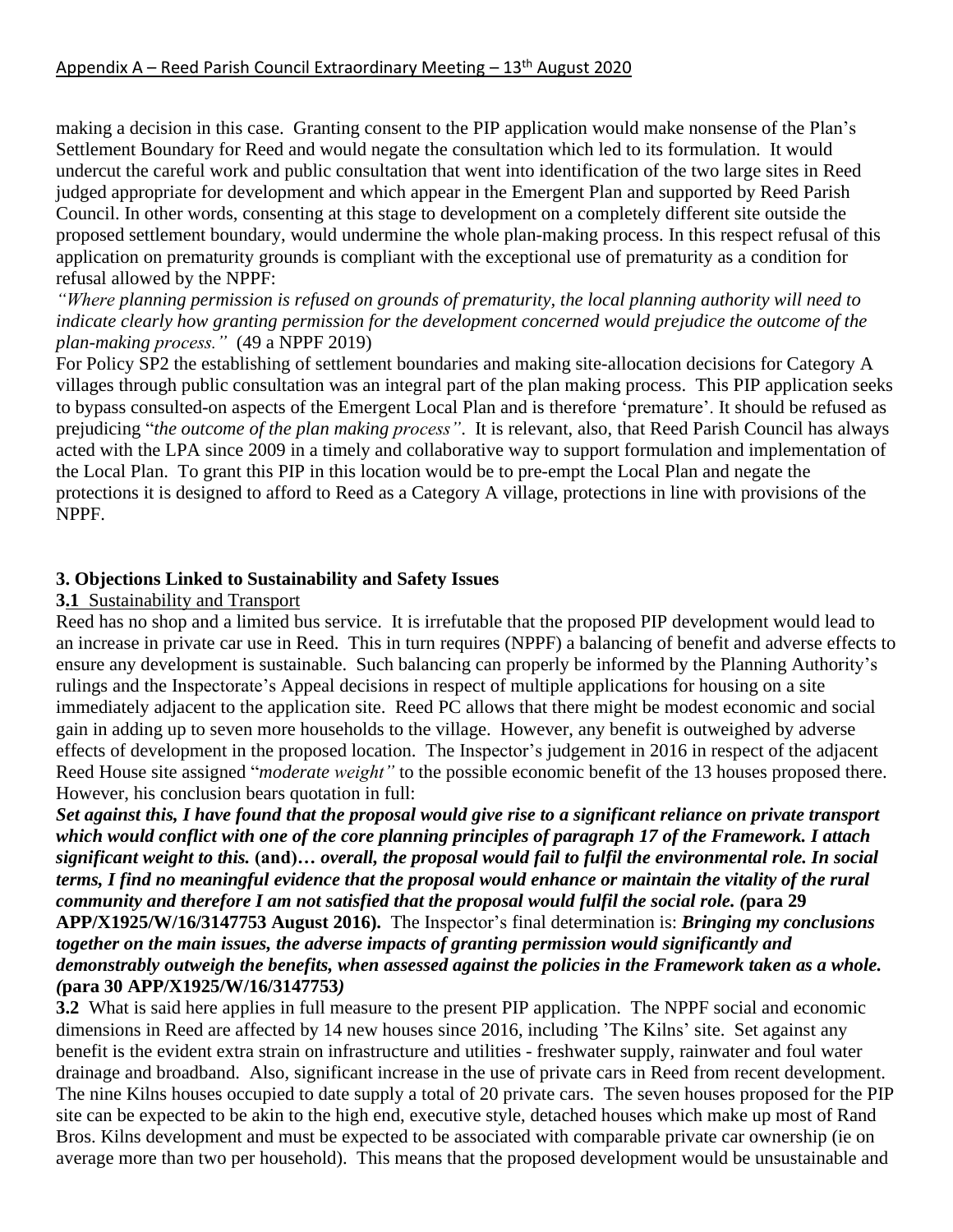making a decision in this case. Granting consent to the PIP application would make nonsense of the Plan's Settlement Boundary for Reed and would negate the consultation which led to its formulation. It would undercut the careful work and public consultation that went into identification of the two large sites in Reed judged appropriate for development and which appear in the Emergent Plan and supported by Reed Parish Council. In other words, consenting at this stage to development on a completely different site outside the proposed settlement boundary, would undermine the whole plan-making process. In this respect refusal of this application on prematurity grounds is compliant with the exceptional use of prematurity as a condition for refusal allowed by the NPPF:

*"Where planning permission is refused on grounds of prematurity, the local planning authority will need to indicate clearly how granting permission for the development concerned would prejudice the outcome of the plan-making process."* (49 a NPPF 2019)

For Policy SP2 the establishing of settlement boundaries and making site-allocation decisions for Category A villages through public consultation was an integral part of the plan making process. This PIP application seeks to bypass consulted-on aspects of the Emergent Local Plan and is therefore 'premature'. It should be refused as prejudicing "*the outcome of the plan making process"*. It is relevant, also, that Reed Parish Council has always acted with the LPA since 2009 in a timely and collaborative way to support formulation and implementation of the Local Plan. To grant this PIP in this location would be to pre-empt the Local Plan and negate the protections it is designed to afford to Reed as a Category A village, protections in line with provisions of the NPPF.

**3. Objections Linked to Sustainability and Safety Issues**

**3.1** Sustainability and Transport

Reed has no shop and a limited bus service. It is irrefutable that the proposed PIP development would lead to an increase in private car use in Reed. This in turn requires (NPPF) a balancing of benefit and adverse effects to ensure any development is sustainable. Such balancing can properly be informed by the Planning Authority's rulings and the Inspectorate's Appeal decisions in respect of multiple applications for housing on a site immediately adjacent to the application site. Reed PC allows that there might be modest economic and social gain in adding up to seven more households to the village. However, any benefit is outweighed by adverse effects of development in the proposed location. The Inspector's judgement in 2016 in respect of the adjacent Reed House site assigned "*moderate weight"* to the possible economic benefit of the 13 houses proposed there. However, his conclusion bears quotation in full:

***Set against this, I have found that the proposal would give rise to a significant reliance on private transport which would conflict with one of the core planning principles of paragraph 17 of the Framework. I attach significant weight to this.*** **(and)…** ***overall, the proposal would fail to fulfil the environmental role. In social terms, I find no meaningful evidence that the proposal would enhance or maintain the vitality of the rural community and therefore I am not satisfied that the proposal would fulfil the social role. (*****para 29 APP/X1925/W/16/3147753 August 2016).** The Inspector's final determination is: ***Bringing my conclusions together on the main issues, the adverse impacts of granting permission would significantly and demonstrably outweigh the benefits, when assessed against the policies in the Framework taken as a whole. (*****para 30 APP/X1925/W/16/3147753*)***

**3.2** What is said here applies in full measure to the present PIP application. The NPPF social and economic dimensions in Reed are affected by 14 new houses since 2016, including 'The Kilns' site. Set against any benefit is the evident extra strain on infrastructure and utilities - freshwater supply, rainwater and foul water drainage and broadband. Also, significant increase in the use of private cars in Reed from recent development. The nine Kilns houses occupied to date supply a total of 20 private cars. The seven houses proposed for the PIP site can be expected to be akin to the high end, executive style, detached houses which make up most of Rand Bros. Kilns development and must be expected to be associated with comparable private car ownership (ie on average more than two per household). This means that the proposed development would be unsustainable and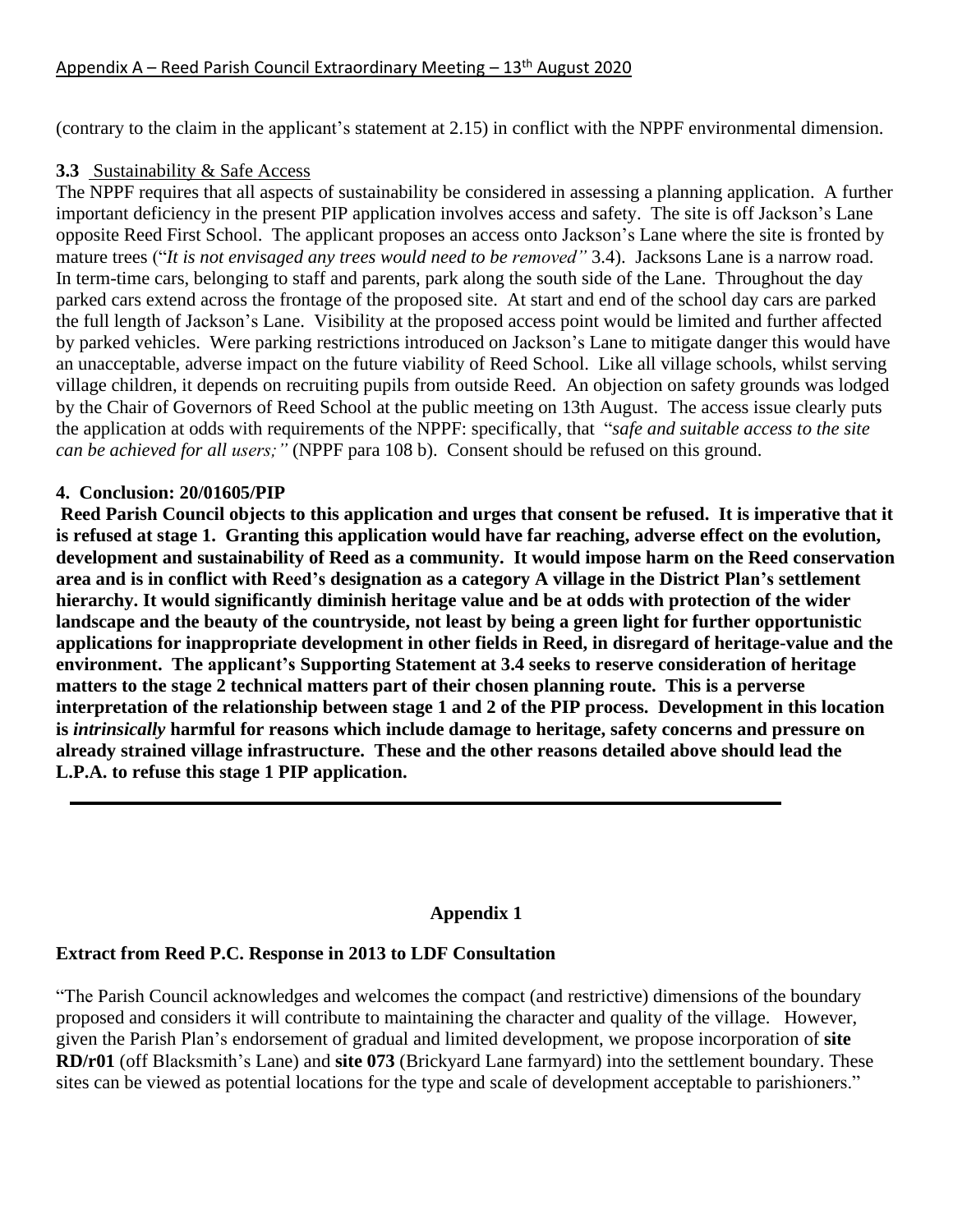(contrary to the claim in the applicant's statement at 2.15) in conflict with the NPPF environmental dimension.

**3.3** Sustainability & Safe Access

The NPPF requires that all aspects of sustainability be considered in assessing a planning application. A further important deficiency in the present PIP application involves access and safety. The site is off Jackson's Lane opposite Reed First School. The applicant proposes an access onto Jackson's Lane where the site is fronted by mature trees ("*It is not envisaged any trees would need to be removed"* 3.4). Jacksons Lane is a narrow road. In term-time cars, belonging to staff and parents, park along the south side of the Lane. Throughout the day parked cars extend across the frontage of the proposed site. At start and end of the school day cars are parked the full length of Jackson's Lane. Visibility at the proposed access point would be limited and further affected by parked vehicles. Were parking restrictions introduced on Jackson's Lane to mitigate danger this would have an unacceptable, adverse impact on the future viability of Reed School. Like all village schools, whilst serving village children, it depends on recruiting pupils from outside Reed. An objection on safety grounds was lodged by the Chair of Governors of Reed School at the public meeting on 13th August. The access issue clearly puts the application at odds with requirements of the NPPF: specifically, that "*safe and suitable access to the site can be achieved for all users;"* (NPPF para 108 b). Consent should be refused on this ground.

## 4. Conclusion: 20/01605/PIP

**Reed Parish Council objects to this application and urges that consent be refused. It is imperative that it is refused at stage 1. Granting this application would have far reaching, adverse effect on the evolution, development and sustainability of Reed as a community. It would impose harm on the Reed conservation area and is in conflict with Reed's designation as a category A village in the District Plan's settlement hierarchy. It would significantly diminish heritage value and be at odds with protection of the wider landscape and the beauty of the countryside, not least by being a green light for further opportunistic applications for inappropriate development in other fields in Reed, in disregard of heritage-value and the environment. The applicant's Supporting Statement at 3.4 seeks to reserve consideration of heritage matters to the stage 2 technical matters part of their chosen planning route. This is a perverse interpretation of the relationship between stage 1 and 2 of the PIP process. Development in this location is *intrinsically* harmful for reasons which include damage to heritage, safety concerns and pressure on already strained village infrastructure. These and the other reasons detailed above should lead the L.P.A. to refuse this stage 1 PIP application.**

---

## Appendix 1

### Extract from Reed P.C. Response in 2013 to LDF Consultation

"The Parish Council acknowledges and welcomes the compact (and restrictive) dimensions of the boundary proposed and considers it will contribute to maintaining the character and quality of the village. However, given the Parish Plan's endorsement of gradual and limited development, we propose incorporation of **site RD/r01** (off Blacksmith's Lane) and **site 073** (Brickyard Lane farmyard) into the settlement boundary. These sites can be viewed as potential locations for the type and scale of development acceptable to parishioners."